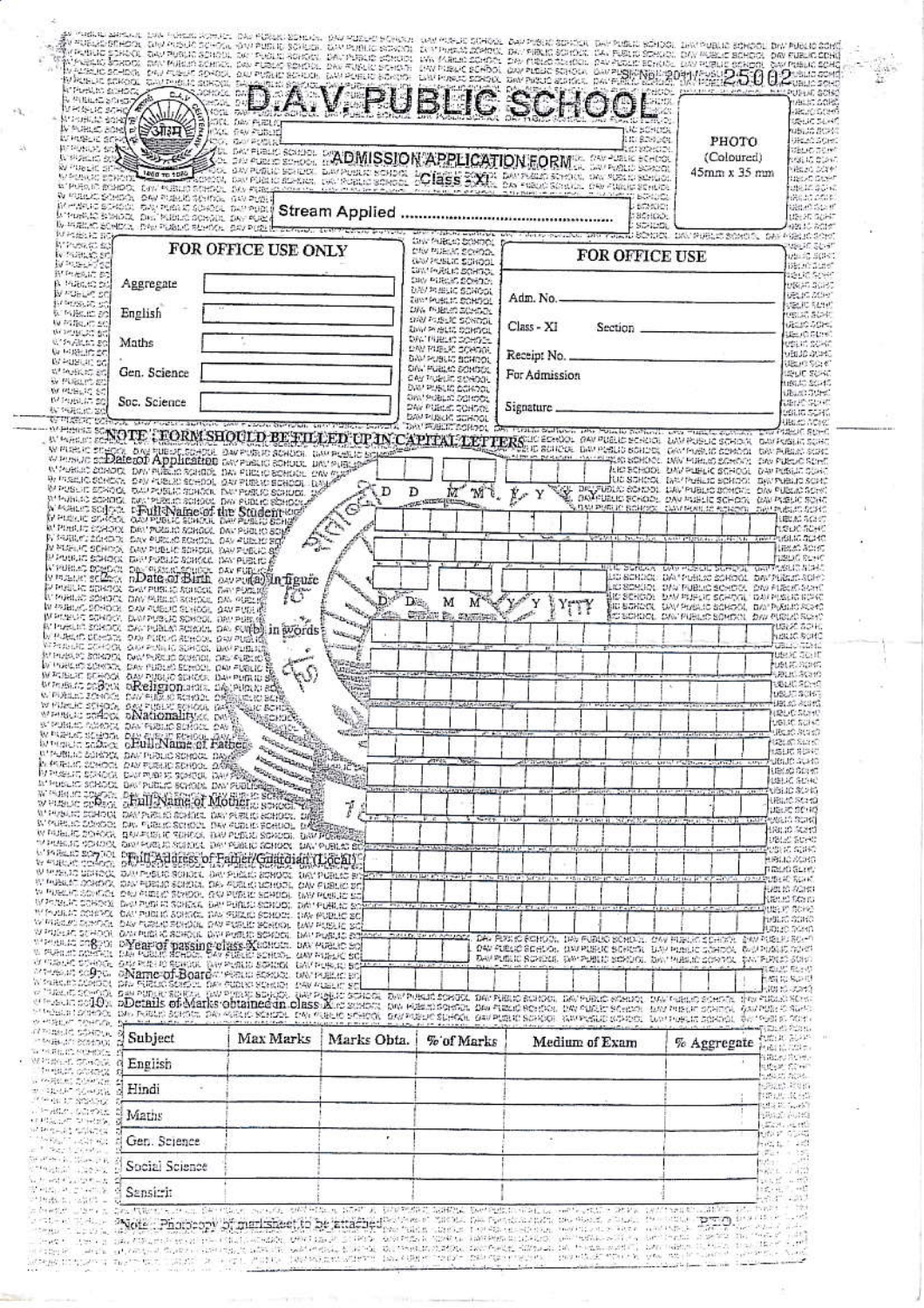# D.A.V. PUBLIC SCHOOL

Sl. No. 2011/ 25002

**ADMISSION APPLICATION FORM**

**Class XI**

Stream Applied ..................................................

PHOTO (Coloured) 45mm x 35 mm

| FOR OFFICE USE ONLY | |
|---|---|
| Aggregate | |
| English | |
| Maths | |
| Gen. Science | |
| Soc. Science | |

**FOR OFFICE USE**

Adm. No. ____________

Class - XI Section ____________

Receipt No. ____________

For Admission

Signature ____________

**NOTE : FORM SHOULD BE FILLED UP IN CAPITAL LETTERS**

Date of Application D D M M Y Y Y Y

1. Full Name of the Student

2. Date of Birth (a) In figure D D M M Y Y Y Y

(b) in words

3. Religion

4. Nationality

5. Full Name of Father

6. Full Name of Mother

7. Full Address of Father/Guardian (Local)

8. Year of passing class X

9. Name of Board

10. Details of Marks obtained in class X

| Subject | Max Marks | Marks Obta. | % of Marks | Medium of Exam | % Aggregate |
|---|---|---|---|---|---|
| English | | | | | |
| Hindi | | | | | |
| Maths | | | | | |
| Gen. Science | | | | | |
| Social Science | | | | | |
| Sanskrit | | | | | |

Note : Photocopy of marksheet to be attached.

P.T.O.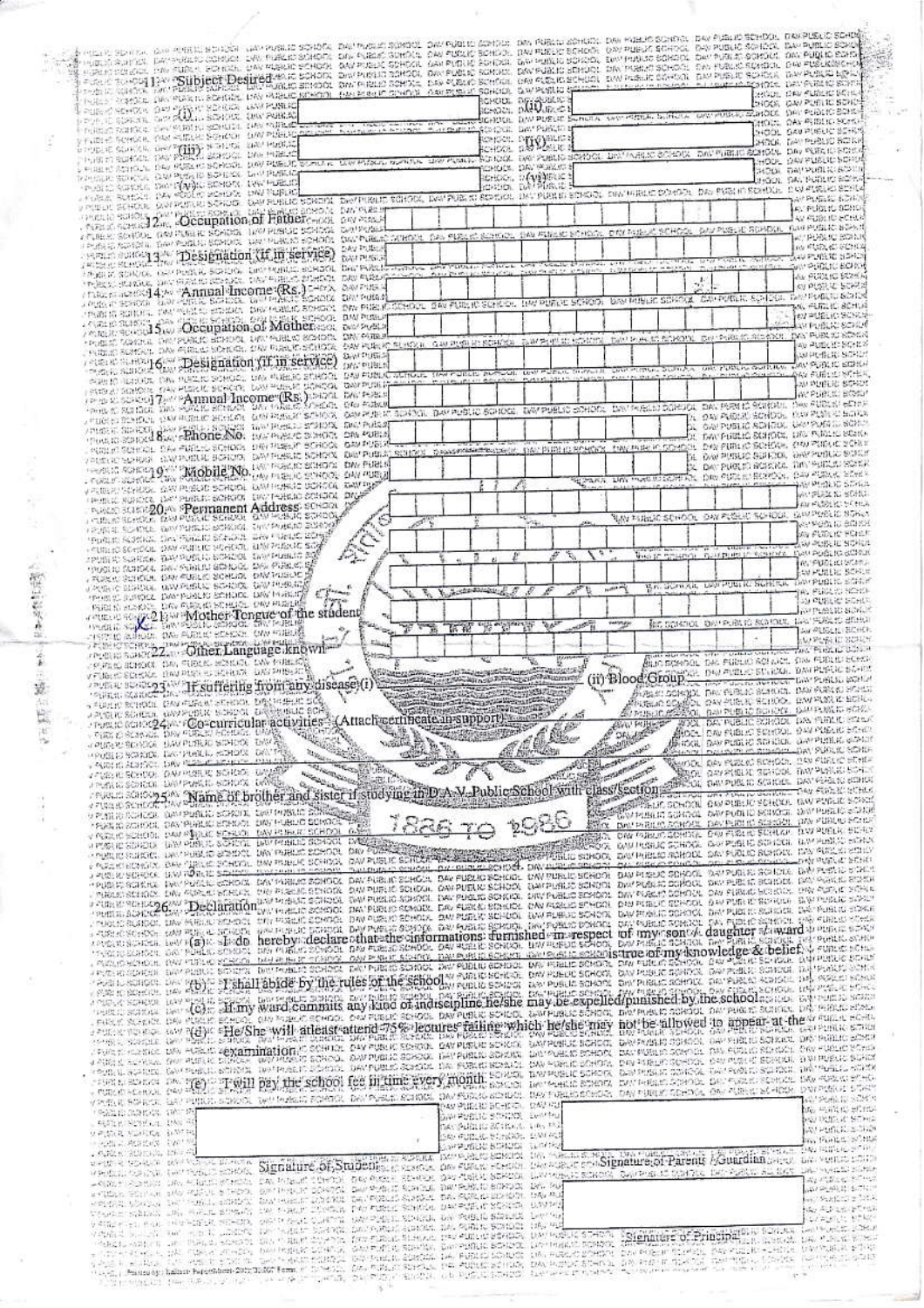11. Subject Desired

(i)

(ii)

(iii)

(iv)

(v)

(vi)

12. Occupation of Father

13. Designation (If in service)

14. Annual Income (Rs.)

15. Occupation of Mother

16. Designation (If in service)

17. Annual Income (Rs.)

18. Phone No.

19. Mobile No.

20. Permanent Address

21. Mother Tongue of the student

22. Other Language known

23. If suffering from any disease (i) (ii) Blood Group

24. Co-curricular activities (Attach certificate in support)

25. Name of brother and sister if studying in D.A.V. Public School with class/section

1.

2.

3.

26. Declaration

(a) I do hereby declare that the informations furnished in respect of my son / daughter / ward is true of my knowledge & belief.

(b) I shall abide by the rules of the school.

(c) If my ward commits any kind of indiscipline he/she may be expelled/punished by the school.

(d) He/She will atleast attend 75% lectures failing which he/she may not be allowed to appear at the examination.

(e) I will pay the school fee in time every month.

Signature of Student

Signature of Parents / Guardian

Signature of Principal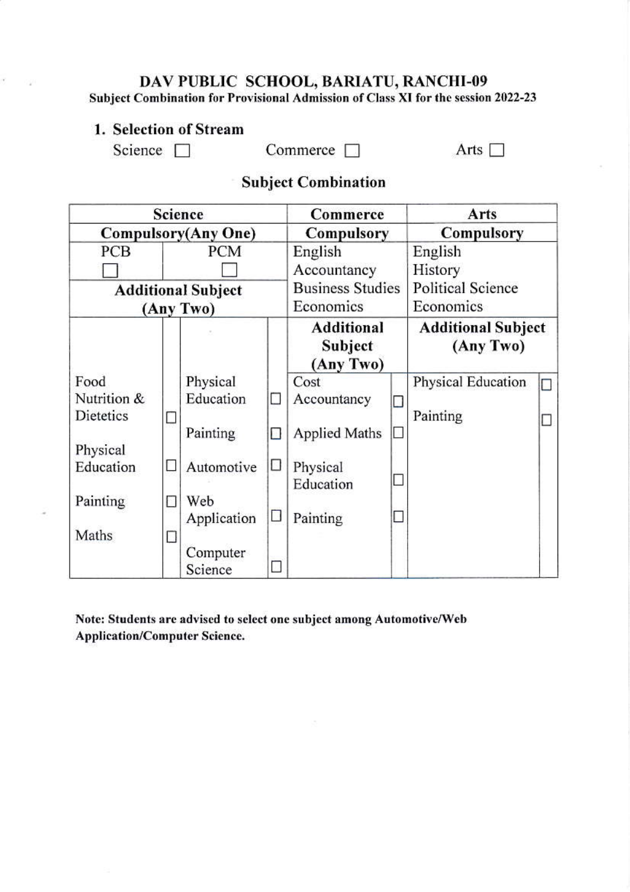# DAV PUBLIC SCHOOL, BARIATU, RANCHI-09

**Subject Combination for Provisional Admission of Class XI for the session 2022-23**

## 1. Selection of Stream

Science ☐ Commerce ☐ Arts ☐

## Subject Combination

| Science | | | | Commerce | | Arts | |
|---|---|---|---|---|---|---|---|
| **Compulsory(Any One)** | | | | **Compulsory** | | **Compulsory** | |
| PCB ☐ | | PCM ☐ | | English<br>Accountancy<br>Business Studies<br>Economics | | English<br>History<br>Political Science<br>Economics | |
| **Additional Subject (Any Two)** | | | | | | | |
| | | | | **Additional Subject (Any Two)** | | **Additional Subject (Any Two)** | |
| Food Nutrition & Dietetics | ☐ | Physical Education | ☐ | Cost Accountancy | ☐ | Physical Education | ☐ |
| Physical Education | ☐ | Painting | ☐ | Applied Maths | ☐ | Painting | ☐ |
| Painting | ☐ | Automotive | ☐ | Physical Education | ☐ | | |
| Maths | ☐ | Web Application | ☐ | Painting | ☐ | | |
| | | Computer Science | ☐ | | | | |

**Note: Students are advised to select one subject among Automotive/Web Application/Computer Science.**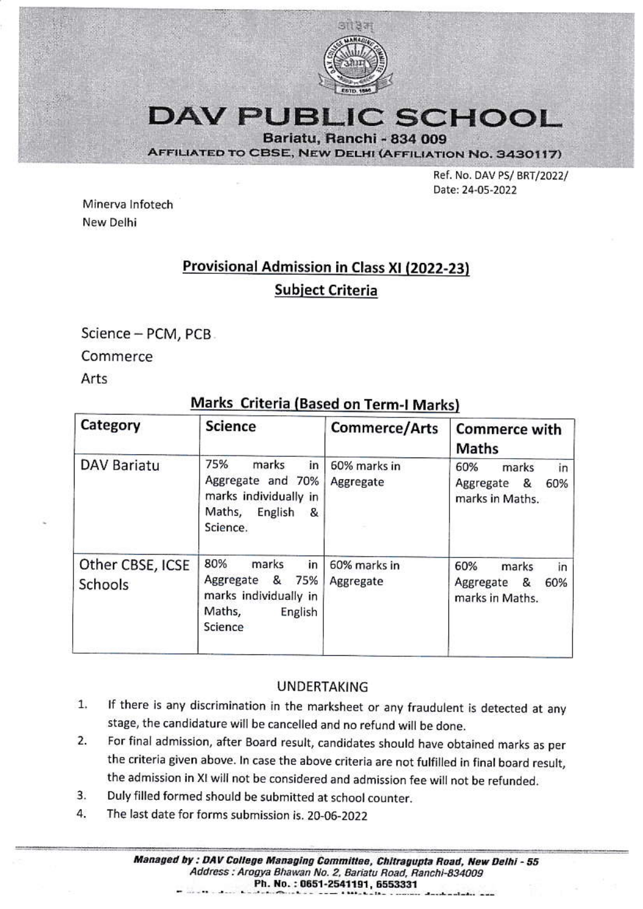ओ३म्

# DAV PUBLIC SCHOOL

**Bariatu, Ranchi - 834 009**

AFFILIATED TO CBSE, NEW DELHI (AFFILIATION NO. 3430117)

Ref. No. DAV PS/ BRT/2022/
Date: 24-05-2022

Minerva Infotech
New Delhi

## Provisional Admission in Class XI (2022-23)

### Subject Criteria

Science – PCM, PCB
Commerce
Arts

### Marks Criteria (Based on Term-I Marks)

| Category | Science | Commerce/Arts | Commerce with Maths |
|---|---|---|---|
| DAV Bariatu | 75% marks in Aggregate and 70% marks individually in Maths, English & Science. | 60% marks in Aggregate | 60% marks in Aggregate & 60% marks in Maths. |
| Other CBSE, ICSE Schools | 80% marks in Aggregate & 75% marks individually in Maths, English Science | 60% marks in Aggregate | 60% marks in Aggregate & 60% marks in Maths. |

### UNDERTAKING

1. If there is any discrimination in the marksheet or any fraudulent is detected at any stage, the candidature will be cancelled and no refund will be done.
2. For final admission, after Board result, candidates should have obtained marks as per the criteria given above. In case the above criteria are not fulfilled in final board result, the admission in XI will not be considered and admission fee will not be refunded.
3. Duly filled formed should be submitted at school counter.
4. The last date for forms submission is. 20-06-2022

***Managed by : DAV College Managing Committee, Chitragupta Road, New Delhi - 55***
*Address : Arogya Bhawan No. 2, Bariatu Road, Ranchi-834009*
**Ph. No. : 0651-2541191, 6553331**